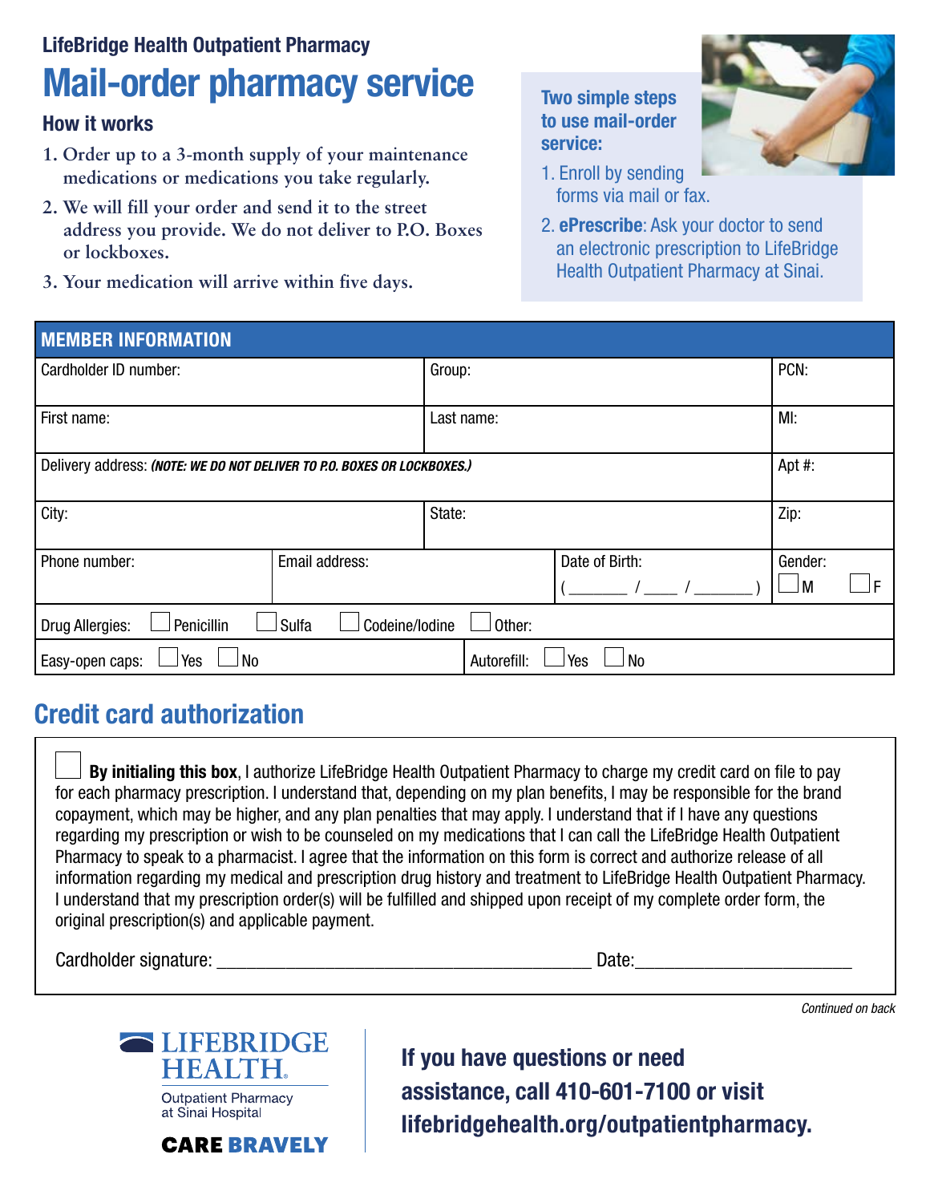LifeBridge Health Outpatient Pharmacy

# Mail-order pharmacy service

## How it works

1. Order up to a 3-month supply of your maintenance medications or medications you take regularly.
2. We will fill your order and send it to the street address you provide. We do not deliver to P.O. Boxes or lockboxes.
3. Your medication will arrive within five days.

**Two simple steps to use mail-order service:**

1. Enroll by sending forms via mail or fax.
2. **ePrescribe**: Ask your doctor to send an electronic prescription to LifeBridge Health Outpatient Pharmacy at Sinai.

## MEMBER INFORMATION

| | | | |
|---|---|---|---|
| Cardholder ID number: | | Group: | PCN: |
| First name: | | Last name: | MI: |
| Delivery address: ***(NOTE: WE DO NOT DELIVER TO P.O. BOXES OR LOCKBOXES.)*** | | | Apt #: |
| City: | | State: | Zip: |
| Phone number: | Email address: | Date of Birth: ( _______ / ____ / _______ ) | Gender: ☐ M ☐ F |

Drug Allergies: ☐ Penicillin ☐ Sulfa ☐ Codeine/Iodine ☐ Other:

Easy-open caps: ☐ Yes ☐ No Autorefill: ☐ Yes ☐ No

## Credit card authorization

☐ **By initialing this box**, I authorize LifeBridge Health Outpatient Pharmacy to charge my credit card on file to pay for each pharmacy prescription. I understand that, depending on my plan benefits, I may be responsible for the brand copayment, which may be higher, and any plan penalties that may apply. I understand that if I have any questions regarding my prescription or wish to be counseled on my medications that I can call the LifeBridge Health Outpatient Pharmacy to speak to a pharmacist. I agree that the information on this form is correct and authorize release of all information regarding my medical and prescription drug history and treatment to LifeBridge Health Outpatient Pharmacy. I understand that my prescription order(s) will be fulfilled and shipped upon receipt of my complete order form, the original prescription(s) and applicable payment.

Cardholder signature: ________________________________________ Date:______________________

*Continued on back*

LIFEBRIDGE HEALTH
Outpatient Pharmacy at Sinai Hospital
CARE BRAVELY

**If you have questions or need assistance, call 410-601-7100 or visit lifebridgehealth.org/outpatientpharmacy.**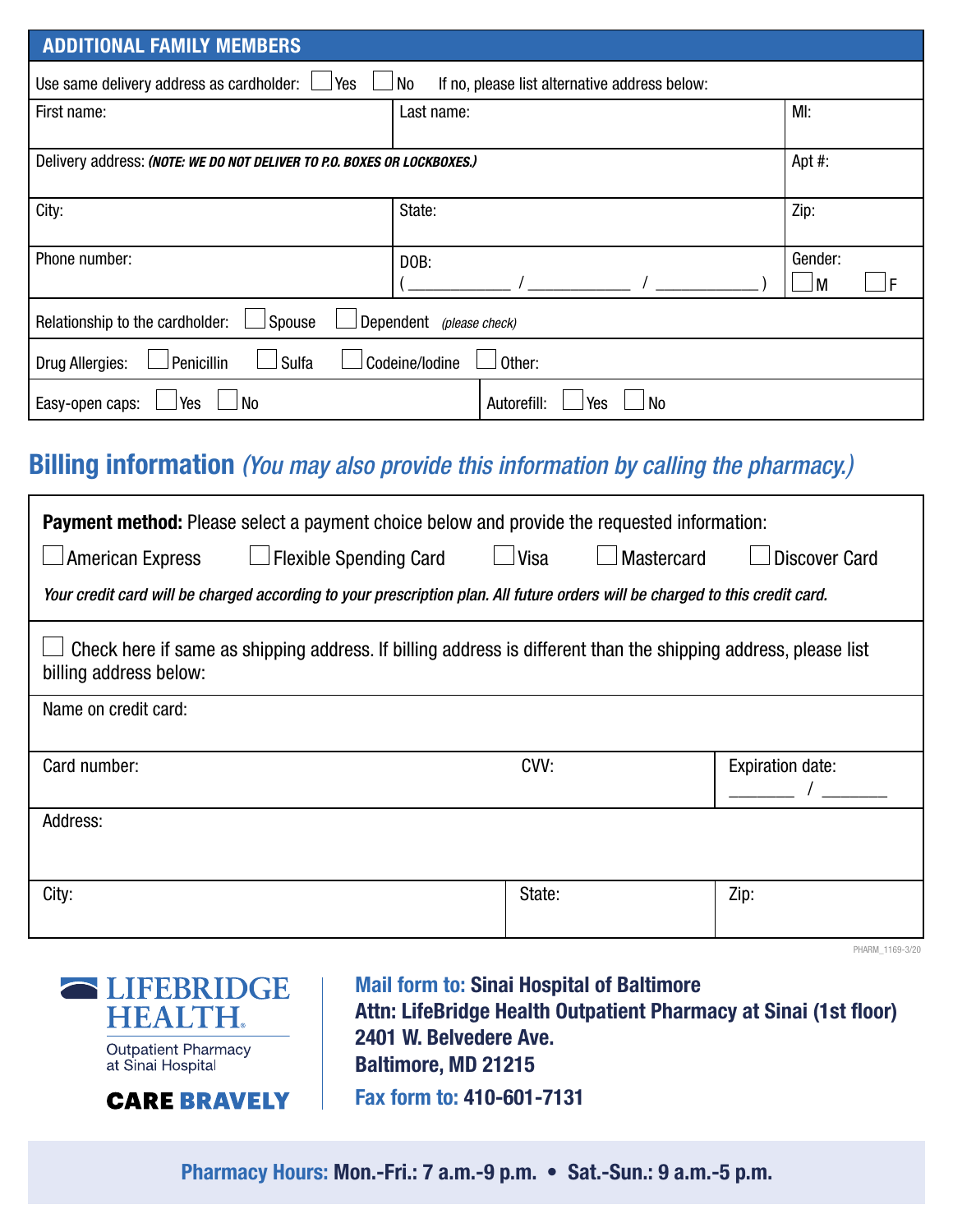## ADDITIONAL FAMILY MEMBERS

Use same delivery address as cardholder: ☐ Yes ☐ No If no, please list alternative address below:

| | | |
|---|---|---|
| First name: | Last name: | MI: |
| Delivery address: ***(NOTE: WE DO NOT DELIVER TO P.O. BOXES OR LOCKBOXES.)*** | | Apt #: |
| City: | State: | Zip: |
| Phone number: | DOB: ( ___________ / ___________ / ___________ ) | Gender: ☐ M ☐ F |

Relationship to the cardholder: ☐ Spouse ☐ Dependent *(please check)*

Drug Allergies: ☐ Penicillin ☐ Sulfa ☐ Codeine/Iodine ☐ Other:

Easy-open caps: ☐ Yes ☐ No Autorefill: ☐ Yes ☐ No

## Billing information *(You may also provide this information by calling the pharmacy.)*

**Payment method:** Please select a payment choice below and provide the requested information:

☐ American Express ☐ Flexible Spending Card ☐ Visa ☐ Mastercard ☐ Discover Card

*Your credit card will be charged according to your prescription plan. All future orders will be charged to this credit card.*

☐ Check here if same as shipping address. If billing address is different than the shipping address, please list billing address below:

| | | |
|---|---|---|
| Name on credit card: | | |
| Card number: | CVV: | Expiration date: _______ / _______ |
| Address: | | |
| City: | State: | Zip: |

PHARM_1169-3/20

LIFEBRIDGE HEALTH
Outpatient Pharmacy at Sinai Hospital

CARE BRAVELY

**Mail form to: Sinai Hospital of Baltimore**
**Attn: LifeBridge Health Outpatient Pharmacy at Sinai (1st floor)**
**2401 W. Belvedere Ave.**
**Baltimore, MD 21215**
**Fax form to: 410-601-7131**

**Pharmacy Hours: Mon.-Fri.: 7 a.m.-9 p.m. • Sat.-Sun.: 9 a.m.-5 p.m.**